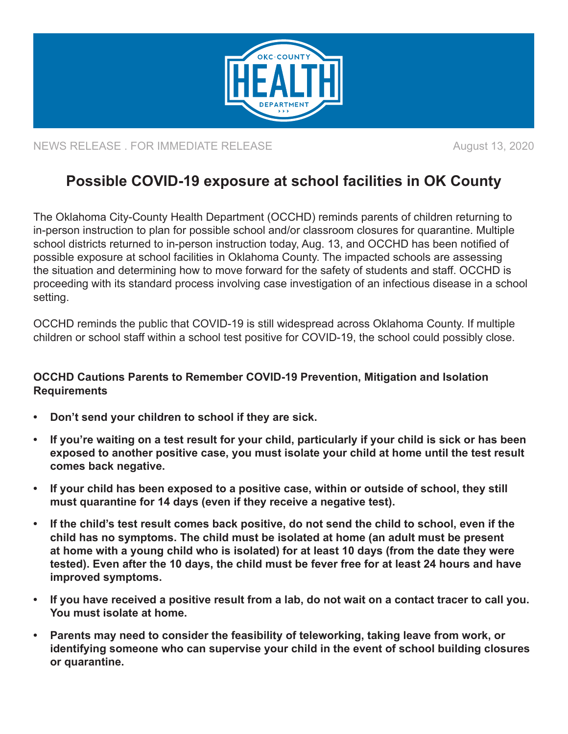NEWS RELEASE . FOR IMMEDIATE RELEASE August 13, 2020

# Possible COVID-19 exposure at school facilities in OK County

The Oklahoma City-County Health Department (OCCHD) reminds parents of children returning to in-person instruction to plan for possible school and/or classroom closures for quarantine. Multiple school districts returned to in-person instruction today, Aug. 13, and OCCHD has been notified of possible exposure at school facilities in Oklahoma County. The impacted schools are assessing the situation and determining how to move forward for the safety of students and staff. OCCHD is proceeding with its standard process involving case investigation of an infectious disease in a school setting.

OCCHD reminds the public that COVID-19 is still widespread across Oklahoma County. If multiple children or school staff within a school test positive for COVID-19, the school could possibly close.

**OCCHD Cautions Parents to Remember COVID-19 Prevention, Mitigation and Isolation Requirements**

- **Don't send your children to school if they are sick.**
- **If you're waiting on a test result for your child, particularly if your child is sick or has been exposed to another positive case, you must isolate your child at home until the test result comes back negative.**
- **If your child has been exposed to a positive case, within or outside of school, they still must quarantine for 14 days (even if they receive a negative test).**
- **If the child's test result comes back positive, do not send the child to school, even if the child has no symptoms. The child must be isolated at home (an adult must be present at home with a young child who is isolated) for at least 10 days (from the date they were tested). Even after the 10 days, the child must be fever free for at least 24 hours and have improved symptoms.**
- **If you have received a positive result from a lab, do not wait on a contact tracer to call you. You must isolate at home.**
- **Parents may need to consider the feasibility of teleworking, taking leave from work, or identifying someone who can supervise your child in the event of school building closures or quarantine.**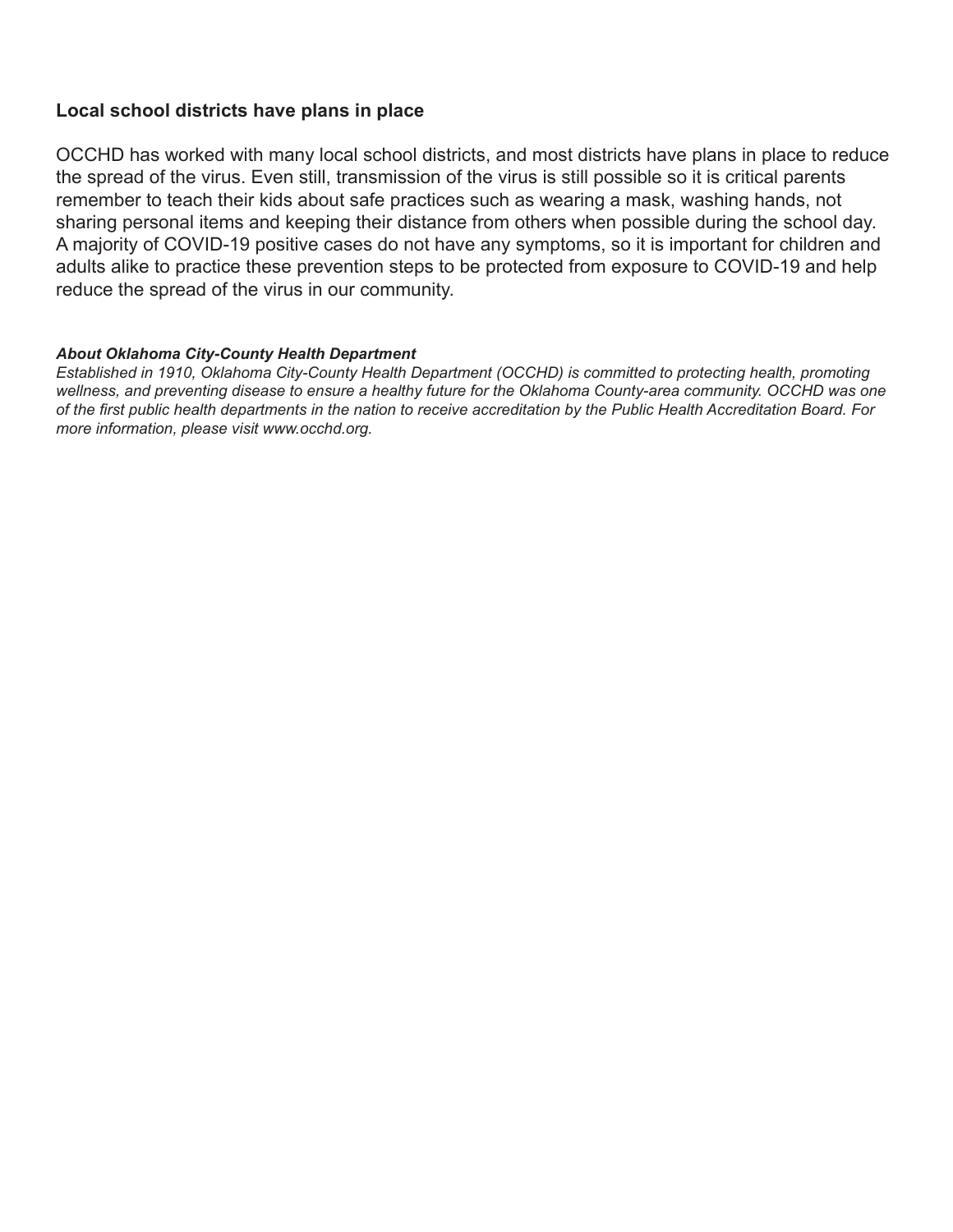**Local school districts have plans in place**

OCCHD has worked with many local school districts, and most districts have plans in place to reduce the spread of the virus. Even still, transmission of the virus is still possible so it is critical parents remember to teach their kids about safe practices such as wearing a mask, washing hands, not sharing personal items and keeping their distance from others when possible during the school day. A majority of COVID-19 positive cases do not have any symptoms, so it is important for children and adults alike to practice these prevention steps to be protected from exposure to COVID-19 and help reduce the spread of the virus in our community.

***About Oklahoma City-County Health Department***

*Established in 1910, Oklahoma City-County Health Department (OCCHD) is committed to protecting health, promoting wellness, and preventing disease to ensure a healthy future for the Oklahoma County-area community. OCCHD was one of the first public health departments in the nation to receive accreditation by the Public Health Accreditation Board. For more information, please visit www.occhd.org.*